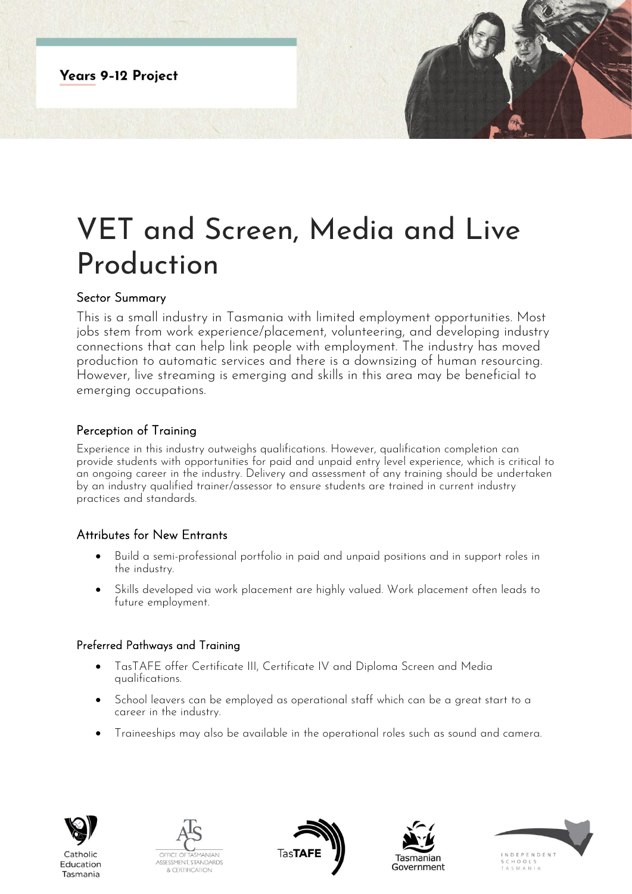**Years 9-12 Project**

# VET and Screen, Media and Live Production

## Sector Summary

This is a small industry in Tasmania with limited employment opportunities. Most jobs stem from work experience/placement, volunteering, and developing industry connections that can help link people with employment. The industry has moved production to automatic services and there is a downsizing of human resourcing. However, live streaming is emerging and skills in this area may be beneficial to emerging occupations.

## Perception of Training

Experience in this industry outweighs qualifications. However, qualification completion can provide students with opportunities for paid and unpaid entry level experience, which is critical to an ongoing career in the industry. Delivery and assessment of any training should be undertaken by an industry qualified trainer/assessor to ensure students are trained in current industry practices and standards.

## Attributes for New Entrants

- Build a semi-professional portfolio in paid and unpaid positions and in support roles in the industry.
- Skills developed via work placement are highly valued. Work placement often leads to future employment.

## Preferred Pathways and Training

- TasTAFE offer Certificate III, Certificate IV and Diploma Screen and Media qualifications.
- School leavers can be employed as operational staff which can be a great start to a career in the industry.
- Traineeships may also be available in the operational roles such as sound and camera.

Catholic Education Tasmania | Office of Tasmanian Assessment, Standards & Certification | TasTAFE | Tasmanian Government | Independent Schools Tasmania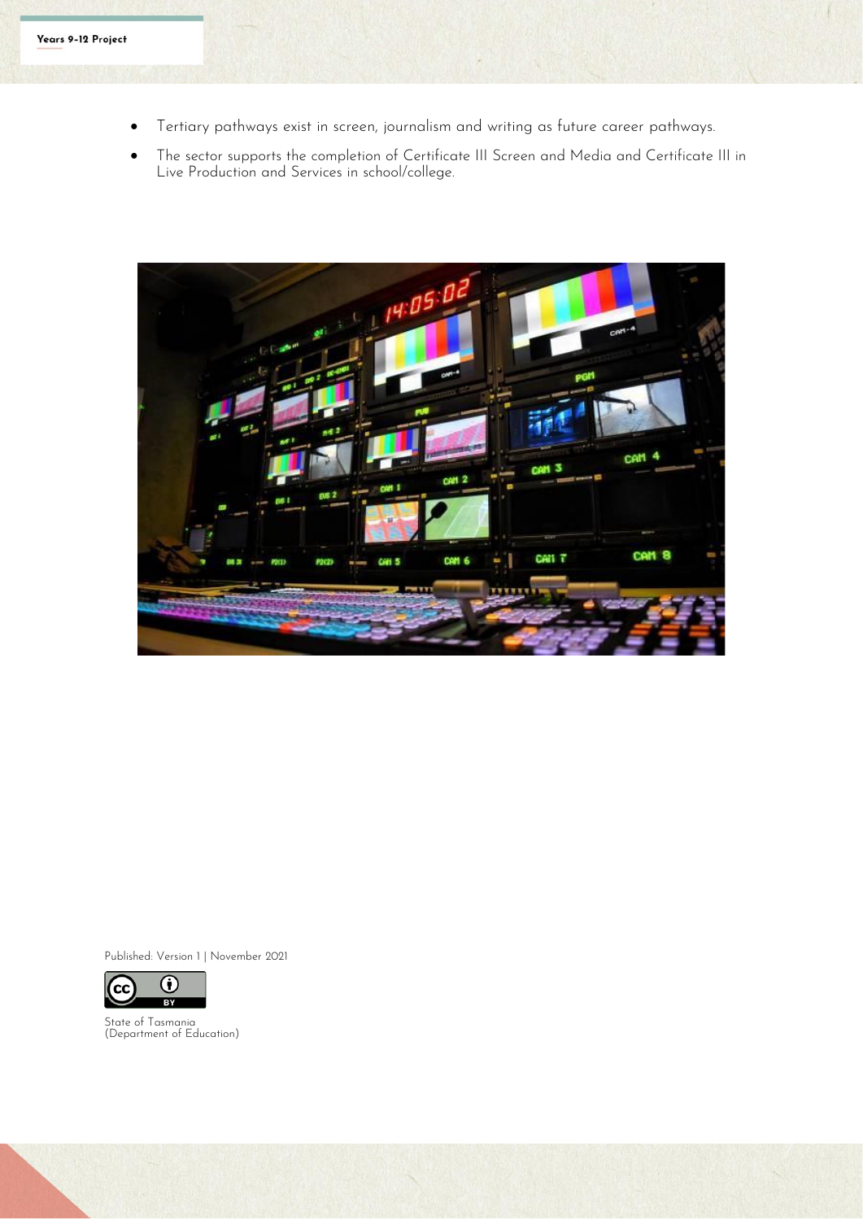- Tertiary pathways exist in screen, journalism and writing as future career pathways.
- The sector supports the completion of Certificate III Screen and Media and Certificate III in Live Production and Services in school/college.

Published: Version 1 | November 2021

State of Tasmania
(Department of Education)